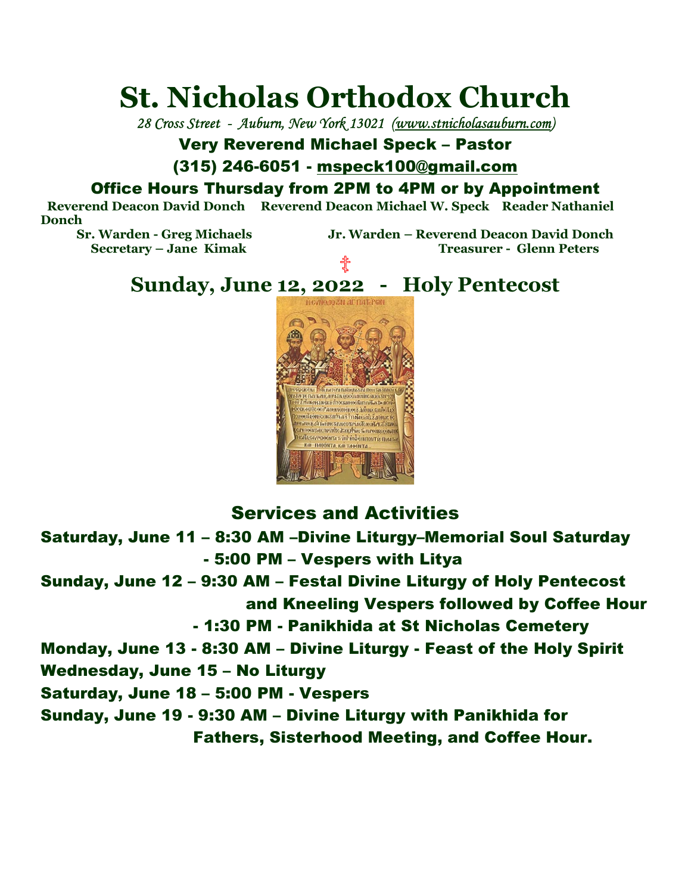# St. Nicholas Orthodox Church

*28 Cross Street - Auburn, New York 13021 (www.stnicholasauburn.com)*

**Very Reverend Michael Speck – Pastor**

**(315) 246-6051 - mspeck100@gmail.com**

**Office Hours Thursday from 2PM to 4PM or by Appointment**

**Reverend Deacon David Donch    Reverend Deacon Michael W. Speck    Reader Nathaniel Donch**

**Sr. Warden - Greg Michaels    Jr. Warden – Reverend Deacon David Donch**

**Secretary – Jane Kimak    Treasurer - Glenn Peters**

☦

## Sunday, June 12, 2022 - Holy Pentecost

## Services and Activities

**Saturday, June 11 – 8:30 AM –Divine Liturgy–Memorial Soul Saturday**

**- 5:00 PM – Vespers with Litya**

**Sunday, June 12 – 9:30 AM – Festal Divine Liturgy of Holy Pentecost and Kneeling Vespers followed by Coffee Hour**

**- 1:30 PM - Panikhida at St Nicholas Cemetery**

**Monday, June 13 - 8:30 AM – Divine Liturgy - Feast of the Holy Spirit**

**Wednesday, June 15 – No Liturgy**

**Saturday, June 18 – 5:00 PM - Vespers**

**Sunday, June 19 - 9:30 AM – Divine Liturgy with Panikhida for Fathers, Sisterhood Meeting, and Coffee Hour.**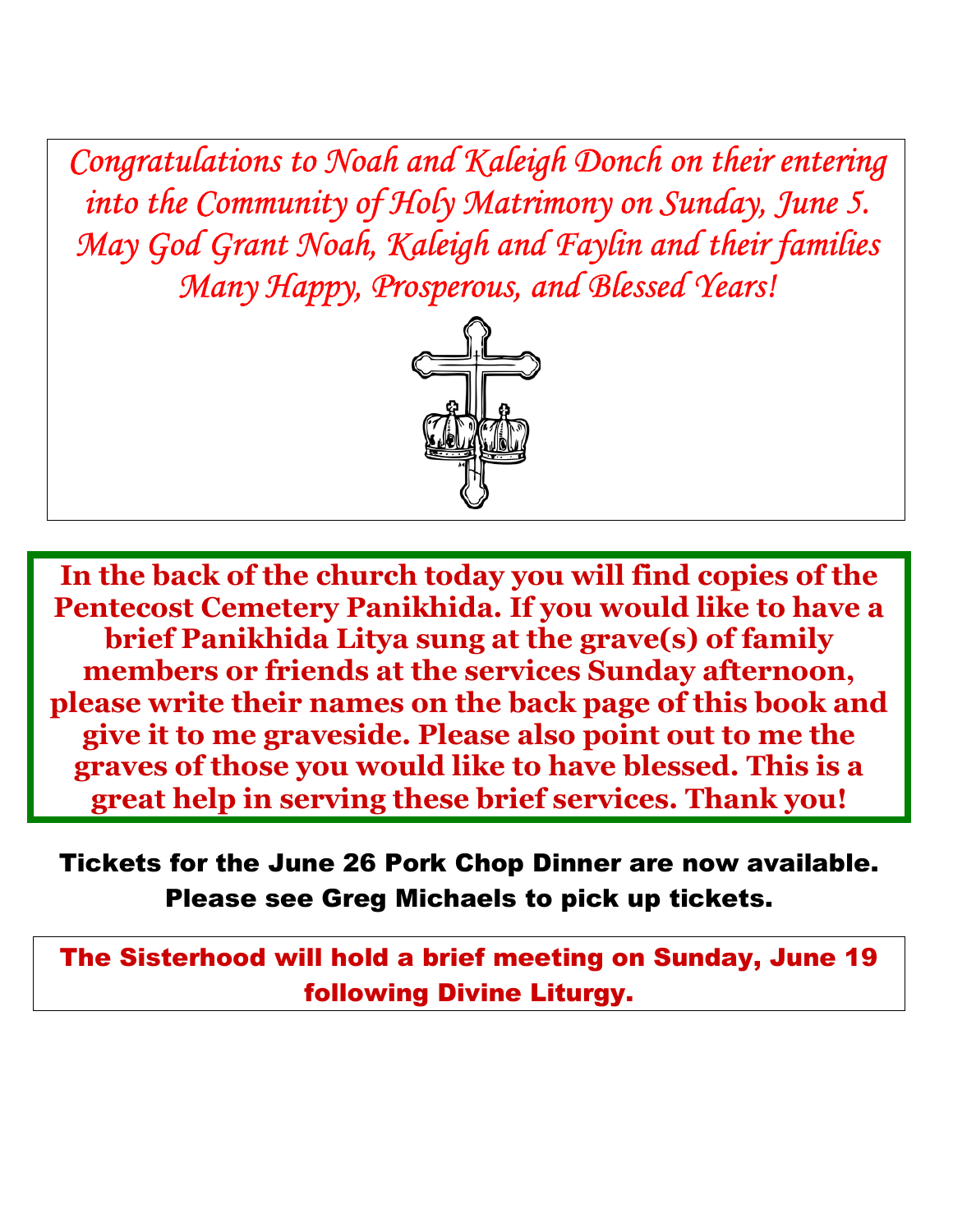*Congratulations to Noah and Kaleigh Donch on their entering into the Community of Holy Matrimony on Sunday, June 5. May God Grant Noah, Kaleigh and Faylin and their families Many Happy, Prosperous, and Blessed Years!*

**In the back of the church today you will find copies of the Pentecost Cemetery Panikhida. If you would like to have a brief Panikhida Litya sung at the grave(s) of family members or friends at the services Sunday afternoon, please write their names on the back page of this book and give it to me graveside. Please also point out to me the graves of those you would like to have blessed. This is a great help in serving these brief services. Thank you!**

Tickets for the June 26 Pork Chop Dinner are now available. Please see Greg Michaels to pick up tickets.

The Sisterhood will hold a brief meeting on Sunday, June 19 following Divine Liturgy.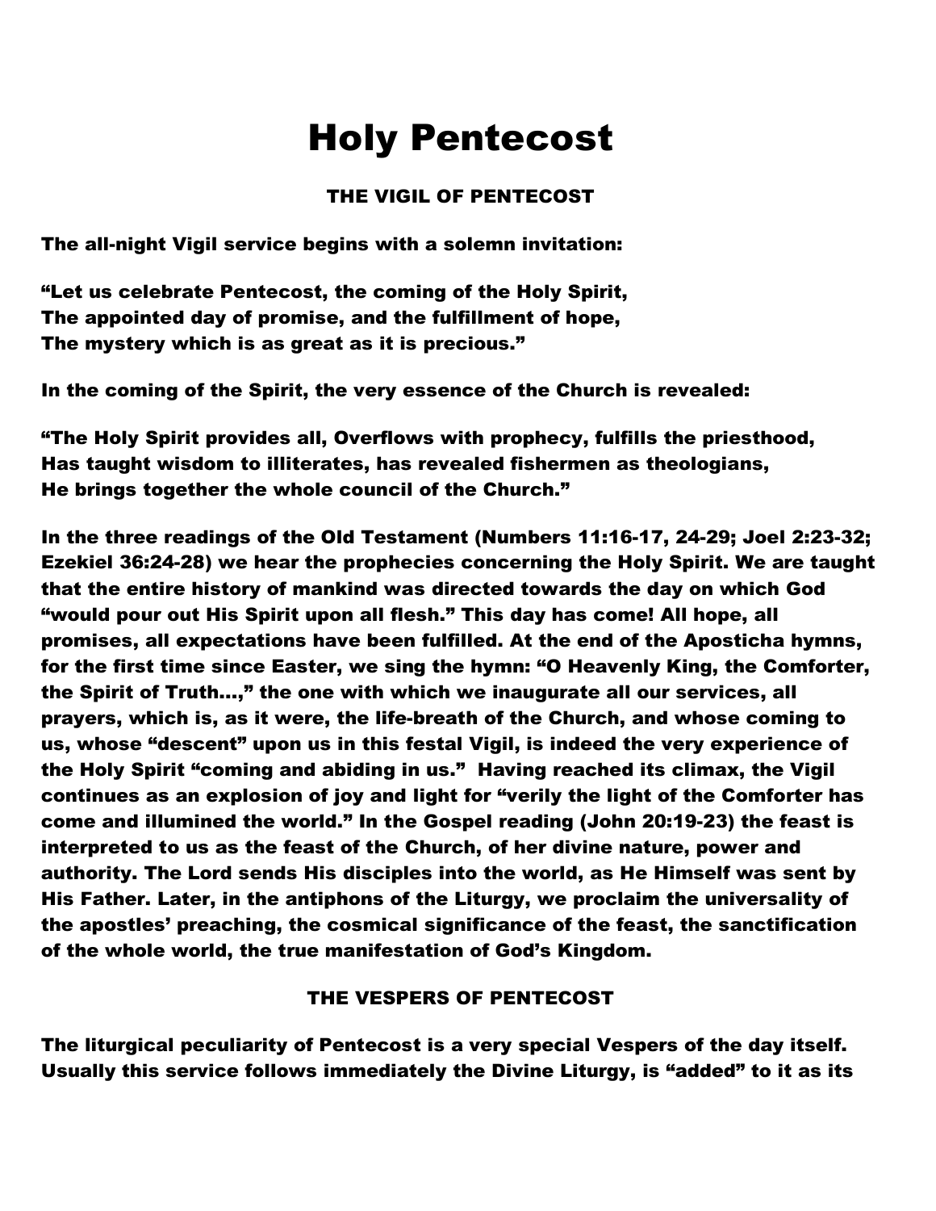# Holy Pentecost

## THE VIGIL OF PENTECOST

**The all-night Vigil service begins with a solemn invitation:**

**"Let us celebrate Pentecost, the coming of the Holy Spirit,**
**The appointed day of promise, and the fulfillment of hope,**
**The mystery which is as great as it is precious."**

**In the coming of the Spirit, the very essence of the Church is revealed:**

**"The Holy Spirit provides all, Overflows with prophecy, fulfills the priesthood,**
**Has taught wisdom to illiterates, has revealed fishermen as theologians,**
**He brings together the whole council of the Church."**

**In the three readings of the Old Testament (Numbers 11:16-17, 24-29; Joel 2:23-32; Ezekiel 36:24-28) we hear the prophecies concerning the Holy Spirit. We are taught that the entire history of mankind was directed towards the day on which God "would pour out His Spirit upon all flesh." This day has come! All hope, all promises, all expectations have been fulfilled. At the end of the Aposticha hymns, for the first time since Easter, we sing the hymn: "O Heavenly King, the Comforter, the Spirit of Truth…," the one with which we inaugurate all our services, all prayers, which is, as it were, the life-breath of the Church, and whose coming to us, whose "descent" upon us in this festal Vigil, is indeed the very experience of the Holy Spirit "coming and abiding in us." Having reached its climax, the Vigil continues as an explosion of joy and light for "verily the light of the Comforter has come and illumined the world." In the Gospel reading (John 20:19-23) the feast is interpreted to us as the feast of the Church, of her divine nature, power and authority. The Lord sends His disciples into the world, as He Himself was sent by His Father. Later, in the antiphons of the Liturgy, we proclaim the universality of the apostles' preaching, the cosmical significance of the feast, the sanctification of the whole world, the true manifestation of God's Kingdom.**

## THE VESPERS OF PENTECOST

**The liturgical peculiarity of Pentecost is a very special Vespers of the day itself. Usually this service follows immediately the Divine Liturgy, is "added" to it as its**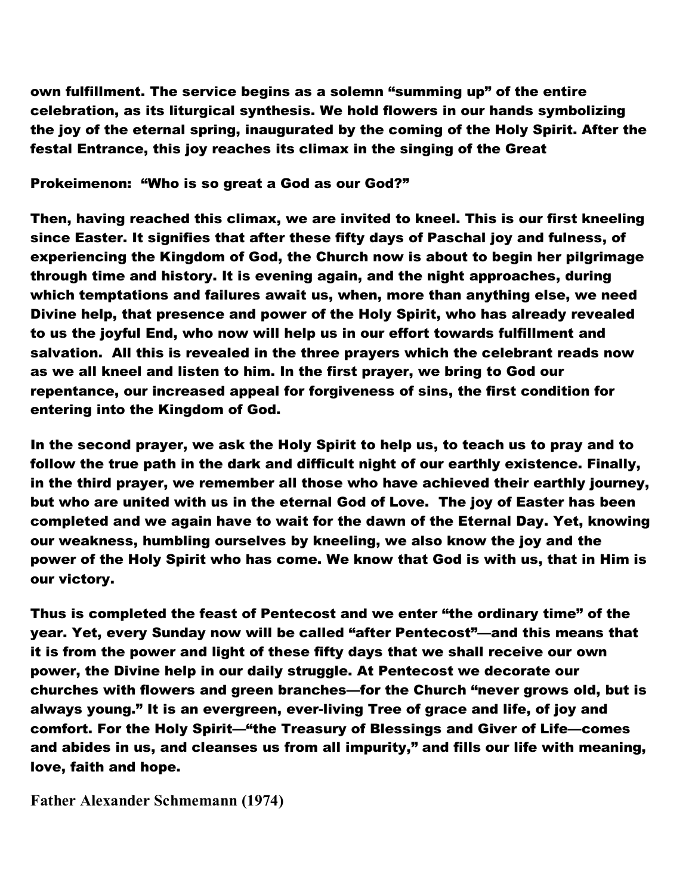own fulfillment. The service begins as a solemn "summing up" of the entire celebration, as its liturgical synthesis. We hold flowers in our hands symbolizing the joy of the eternal spring, inaugurated by the coming of the Holy Spirit. After the festal Entrance, this joy reaches its climax in the singing of the Great

Prokeimenon: "Who is so great a God as our God?"

Then, having reached this climax, we are invited to kneel. This is our first kneeling since Easter. It signifies that after these fifty days of Paschal joy and fulness, of experiencing the Kingdom of God, the Church now is about to begin her pilgrimage through time and history. It is evening again, and the night approaches, during which temptations and failures await us, when, more than anything else, we need Divine help, that presence and power of the Holy Spirit, who has already revealed to us the joyful End, who now will help us in our effort towards fulfillment and salvation. All this is revealed in the three prayers which the celebrant reads now as we all kneel and listen to him. In the first prayer, we bring to God our repentance, our increased appeal for forgiveness of sins, the first condition for entering into the Kingdom of God.

In the second prayer, we ask the Holy Spirit to help us, to teach us to pray and to follow the true path in the dark and difficult night of our earthly existence. Finally, in the third prayer, we remember all those who have achieved their earthly journey, but who are united with us in the eternal God of Love. The joy of Easter has been completed and we again have to wait for the dawn of the Eternal Day. Yet, knowing our weakness, humbling ourselves by kneeling, we also know the joy and the power of the Holy Spirit who has come. We know that God is with us, that in Him is our victory.

Thus is completed the feast of Pentecost and we enter "the ordinary time" of the year. Yet, every Sunday now will be called "after Pentecost"—and this means that it is from the power and light of these fifty days that we shall receive our own power, the Divine help in our daily struggle. At Pentecost we decorate our churches with flowers and green branches—for the Church "never grows old, but is always young." It is an evergreen, ever-living Tree of grace and life, of joy and comfort. For the Holy Spirit—"the Treasury of Blessings and Giver of Life—comes and abides in us, and cleanses us from all impurity," and fills our life with meaning, love, faith and hope.

**Father Alexander Schmemann (1974)**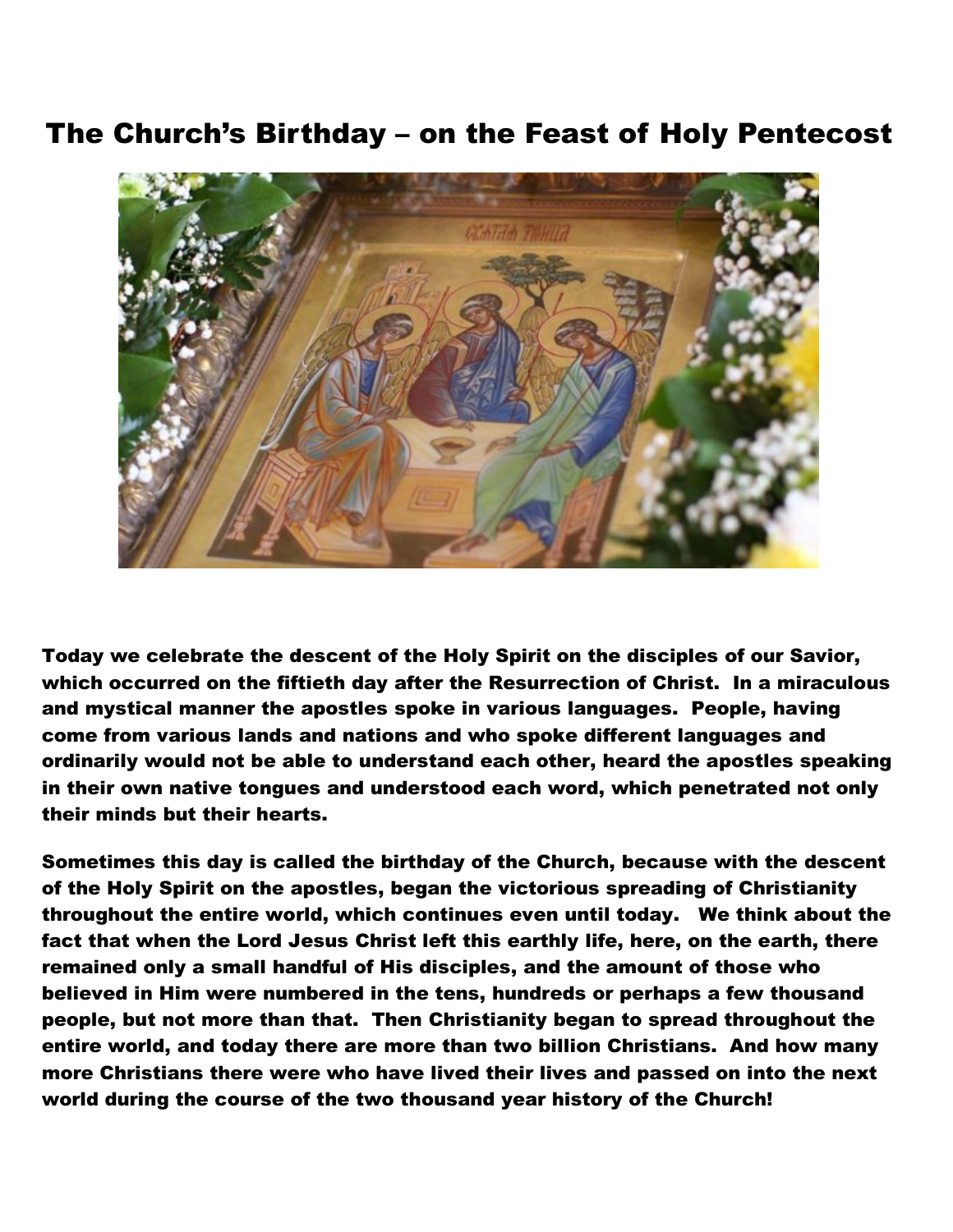# The Church's Birthday – on the Feast of Holy Pentecost

**Today we celebrate the descent of the Holy Spirit on the disciples of our Savior, which occurred on the fiftieth day after the Resurrection of Christ. In a miraculous and mystical manner the apostles spoke in various languages. People, having come from various lands and nations and who spoke different languages and ordinarily would not be able to understand each other, heard the apostles speaking in their own native tongues and understood each word, which penetrated not only their minds but their hearts.**

**Sometimes this day is called the birthday of the Church, because with the descent of the Holy Spirit on the apostles, began the victorious spreading of Christianity throughout the entire world, which continues even until today. We think about the fact that when the Lord Jesus Christ left this earthly life, here, on the earth, there remained only a small handful of His disciples, and the amount of those who believed in Him were numbered in the tens, hundreds or perhaps a few thousand people, but not more than that. Then Christianity began to spread throughout the entire world, and today there are more than two billion Christians. And how many more Christians there were who have lived their lives and passed on into the next world during the course of the two thousand year history of the Church!**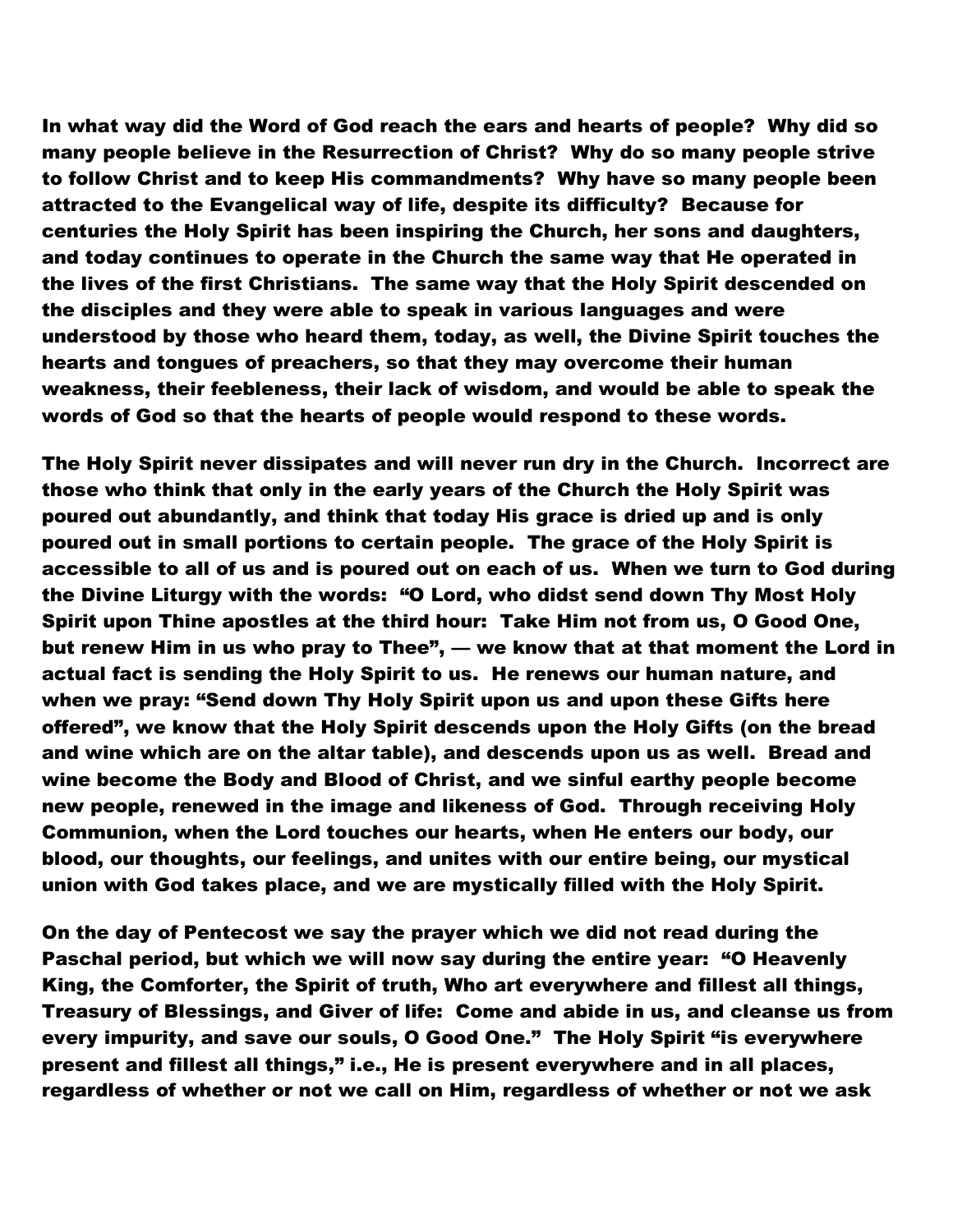**In what way did the Word of God reach the ears and hearts of people? Why did so many people believe in the Resurrection of Christ? Why do so many people strive to follow Christ and to keep His commandments? Why have so many people been attracted to the Evangelical way of life, despite its difficulty? Because for centuries the Holy Spirit has been inspiring the Church, her sons and daughters, and today continues to operate in the Church the same way that He operated in the lives of the first Christians. The same way that the Holy Spirit descended on the disciples and they were able to speak in various languages and were understood by those who heard them, today, as well, the Divine Spirit touches the hearts and tongues of preachers, so that they may overcome their human weakness, their feebleness, their lack of wisdom, and would be able to speak the words of God so that the hearts of people would respond to these words.**

**The Holy Spirit never dissipates and will never run dry in the Church. Incorrect are those who think that only in the early years of the Church the Holy Spirit was poured out abundantly, and think that today His grace is dried up and is only poured out in small portions to certain people. The grace of the Holy Spirit is accessible to all of us and is poured out on each of us. When we turn to God during the Divine Liturgy with the words: "O Lord, who didst send down Thy Most Holy Spirit upon Thine apostles at the third hour: Take Him not from us, O Good One, but renew Him in us who pray to Thee", — we know that at that moment the Lord in actual fact is sending the Holy Spirit to us. He renews our human nature, and when we pray: "Send down Thy Holy Spirit upon us and upon these Gifts here offered", we know that the Holy Spirit descends upon the Holy Gifts (on the bread and wine which are on the altar table), and descends upon us as well. Bread and wine become the Body and Blood of Christ, and we sinful earthy people become new people, renewed in the image and likeness of God. Through receiving Holy Communion, when the Lord touches our hearts, when He enters our body, our blood, our thoughts, our feelings, and unites with our entire being, our mystical union with God takes place, and we are mystically filled with the Holy Spirit.**

**On the day of Pentecost we say the prayer which we did not read during the Paschal period, but which we will now say during the entire year: "O Heavenly King, the Comforter, the Spirit of truth, Who art everywhere and fillest all things, Treasury of Blessings, and Giver of life: Come and abide in us, and cleanse us from every impurity, and save our souls, O Good One." The Holy Spirit "is everywhere present and fillest all things," i.e., He is present everywhere and in all places, regardless of whether or not we call on Him, regardless of whether or not we ask**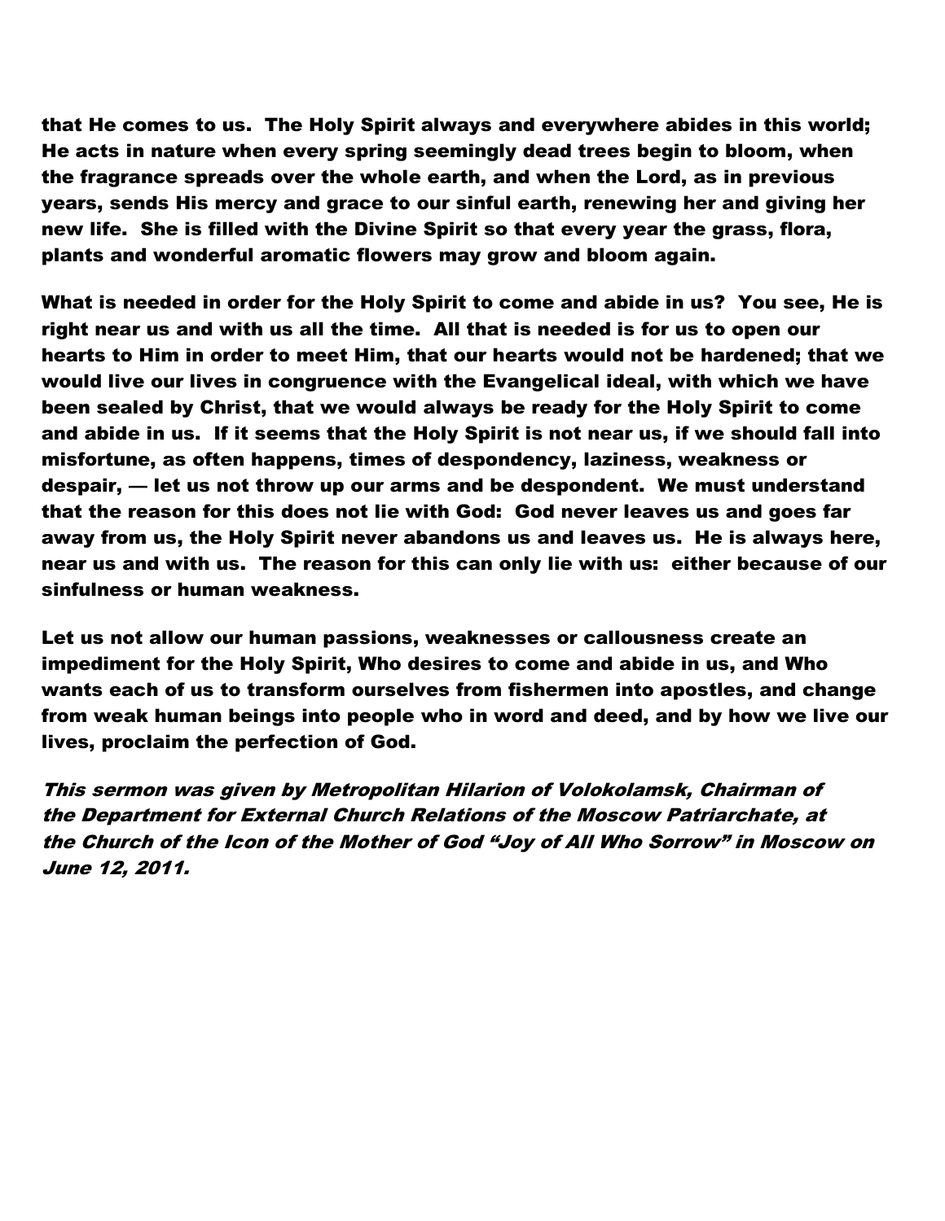**that He comes to us. The Holy Spirit always and everywhere abides in this world; He acts in nature when every spring seemingly dead trees begin to bloom, when the fragrance spreads over the whole earth, and when the Lord, as in previous years, sends His mercy and grace to our sinful earth, renewing her and giving her new life. She is filled with the Divine Spirit so that every year the grass, flora, plants and wonderful aromatic flowers may grow and bloom again.**

**What is needed in order for the Holy Spirit to come and abide in us? You see, He is right near us and with us all the time. All that is needed is for us to open our hearts to Him in order to meet Him, that our hearts would not be hardened; that we would live our lives in congruence with the Evangelical ideal, with which we have been sealed by Christ, that we would always be ready for the Holy Spirit to come and abide in us. If it seems that the Holy Spirit is not near us, if we should fall into misfortune, as often happens, times of despondency, laziness, weakness or despair, — let us not throw up our arms and be despondent. We must understand that the reason for this does not lie with God: God never leaves us and goes far away from us, the Holy Spirit never abandons us and leaves us. He is always here, near us and with us. The reason for this can only lie with us: either because of our sinfulness or human weakness.**

**Let us not allow our human passions, weaknesses or callousness create an impediment for the Holy Spirit, Who desires to come and abide in us, and Who wants each of us to transform ourselves from fishermen into apostles, and change from weak human beings into people who in word and deed, and by how we live our lives, proclaim the perfection of God.**

***This sermon was given by Metropolitan Hilarion of Volokolamsk, Chairman of the Department for External Church Relations of the Moscow Patriarchate, at the Church of the Icon of the Mother of God "Joy of All Who Sorrow" in Moscow on June 12, 2011.***